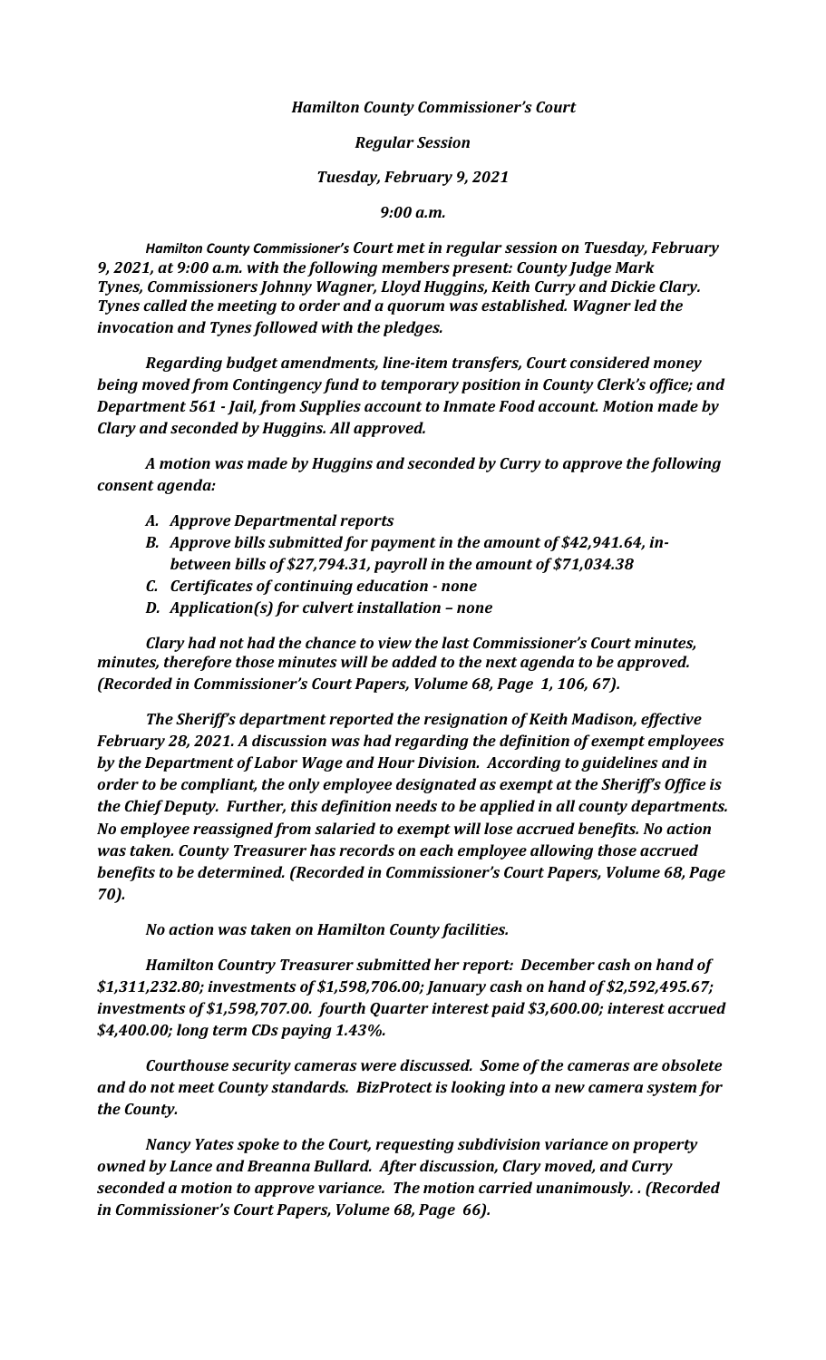***Hamilton County Commissioner's Court***

***Regular Session***

***Tuesday, February 9, 2021***

***9:00 a.m.***

***Hamilton County Commissioner's Court met in regular session on Tuesday, February 9, 2021, at 9:00 a.m. with the following members present: County Judge Mark Tynes, Commissioners Johnny Wagner, Lloyd Huggins, Keith Curry and Dickie Clary. Tynes called the meeting to order and a quorum was established. Wagner led the invocation and Tynes followed with the pledges.***

***Regarding budget amendments, line-item transfers, Court considered money being moved from Contingency fund to temporary position in County Clerk's office; and Department 561 - Jail, from Supplies account to Inmate Food account. Motion made by Clary and seconded by Huggins. All approved.***

***A motion was made by Huggins and seconded by Curry to approve the following consent agenda:***

- ***A. Approve Departmental reports***
- ***B. Approve bills submitted for payment in the amount of $42,941.64, in-between bills of $27,794.31, payroll in the amount of $71,034.38***
- ***C. Certificates of continuing education - none***
- ***D. Application(s) for culvert installation – none***

***Clary had not had the chance to view the last Commissioner's Court minutes, minutes, therefore those minutes will be added to the next agenda to be approved. (Recorded in Commissioner's Court Papers, Volume 68, Page 1, 106, 67).***

***The Sheriff's department reported the resignation of Keith Madison, effective February 28, 2021. A discussion was had regarding the definition of exempt employees by the Department of Labor Wage and Hour Division. According to guidelines and in order to be compliant, the only employee designated as exempt at the Sheriff's Office is the Chief Deputy. Further, this definition needs to be applied in all county departments. No employee reassigned from salaried to exempt will lose accrued benefits. No action was taken. County Treasurer has records on each employee allowing those accrued benefits to be determined. (Recorded in Commissioner's Court Papers, Volume 68, Page 70).***

***No action was taken on Hamilton County facilities.***

***Hamilton Country Treasurer submitted her report: December cash on hand of $1,311,232.80; investments of $1,598,706.00; January cash on hand of $2,592,495.67; investments of $1,598,707.00. fourth Quarter interest paid $3,600.00; interest accrued $4,400.00; long term CDs paying 1.43%.***

***Courthouse security cameras were discussed. Some of the cameras are obsolete and do not meet County standards. BizProtect is looking into a new camera system for the County.***

***Nancy Yates spoke to the Court, requesting subdivision variance on property owned by Lance and Breanna Bullard. After discussion, Clary moved, and Curry seconded a motion to approve variance. The motion carried unanimously. . (Recorded in Commissioner's Court Papers, Volume 68, Page 66).***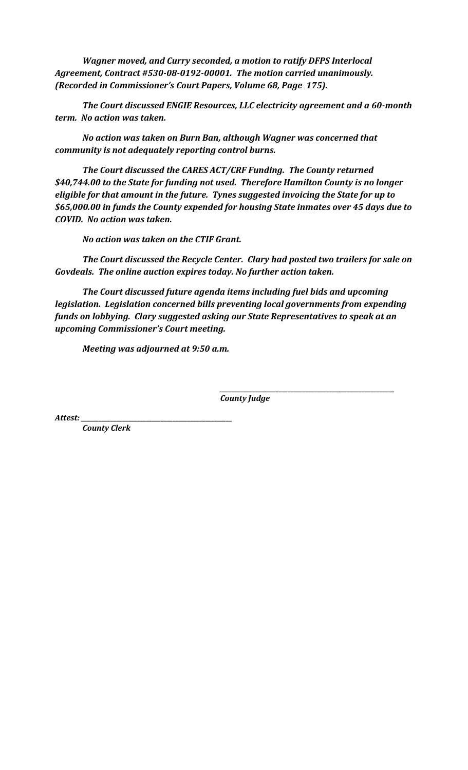*Wagner moved, and Curry seconded, a motion to ratify DFPS Interlocal Agreement, Contract #530-08-0192-00001. The motion carried unanimously. (Recorded in Commissioner's Court Papers, Volume 68, Page 175).*

*The Court discussed ENGIE Resources, LLC electricity agreement and a 60-month term. No action was taken.*

*No action was taken on Burn Ban, although Wagner was concerned that community is not adequately reporting control burns.*

*The Court discussed the CARES ACT/CRF Funding. The County returned $40,744.00 to the State for funding not used. Therefore Hamilton County is no longer eligible for that amount in the future. Tynes suggested invoicing the State for up to $65,000.00 in funds the County expended for housing State inmates over 45 days due to COVID. No action was taken.*

*No action was taken on the CTIF Grant.*

*The Court discussed the Recycle Center. Clary had posted two trailers for sale on Govdeals. The online auction expires today. No further action taken.*

*The Court discussed future agenda items including fuel bids and upcoming legislation. Legislation concerned bills preventing local governments from expending funds on lobbying. Clary suggested asking our State Representatives to speak at an upcoming Commissioner's Court meeting.*

*Meeting was adjourned at 9:50 a.m.*

\_\_\_\_\_\_\_\_\_\_\_\_\_\_\_\_\_\_\_\_\_\_\_\_\_\_\_\_\_\_\_\_\_\_\_\_\_\_\_\_
***County Judge***

***Attest:*** \_\_\_\_\_\_\_\_\_\_\_\_\_\_\_\_\_\_\_\_\_\_\_\_\_\_\_\_\_\_\_\_\_\_\_\_
***County Clerk***